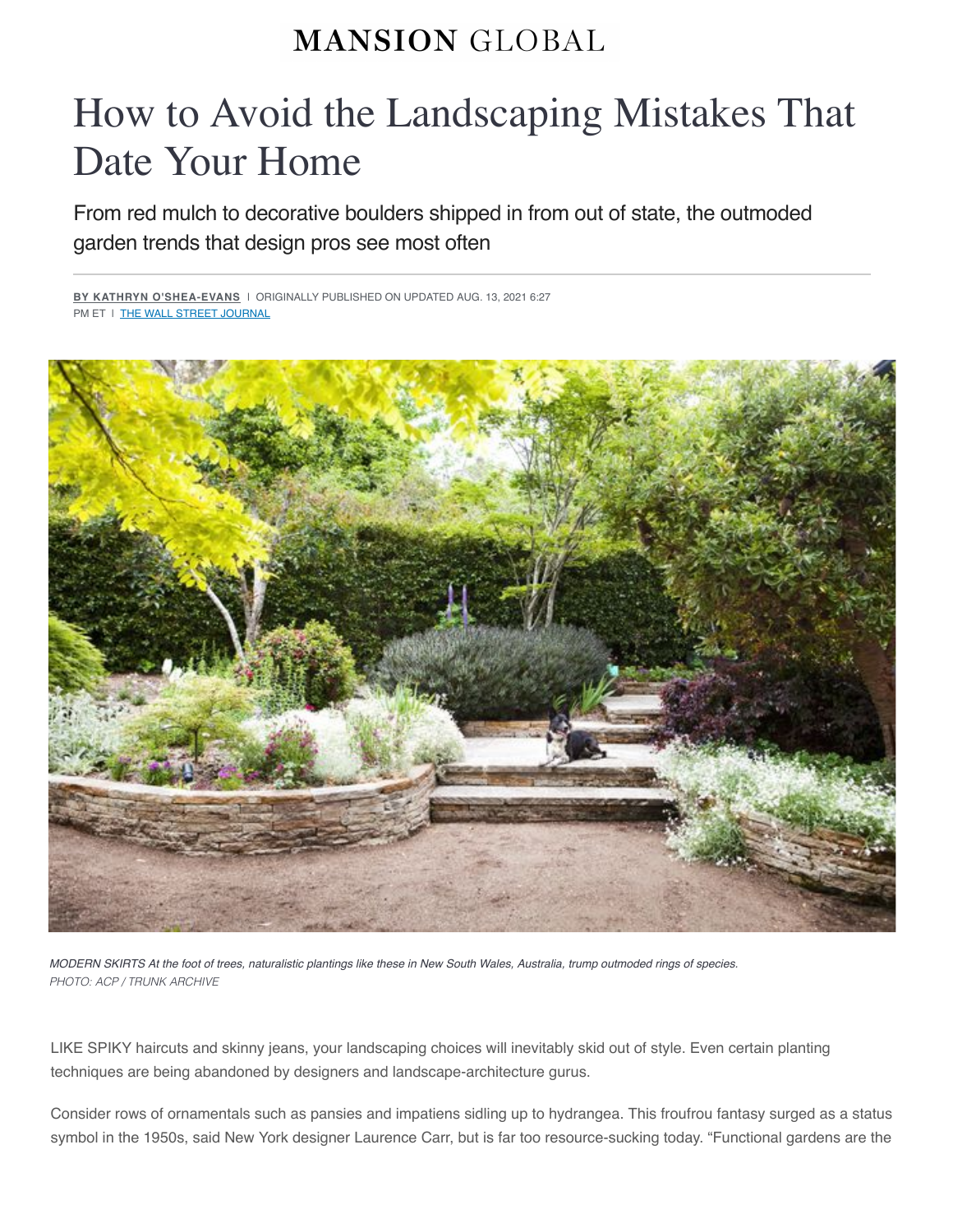MANSION GLOBAL

# How to Avoid the Landscaping Mistakes That Date Your Home

From red mulch to decorative boulders shipped in from out of state, the outmoded garden trends that design pros see most often

**BY KATHRYN O'SHEA-EVANS** | ORIGINALLY PUBLISHED ON UPDATED AUG. 13, 2021 6:27 PM ET | THE WALL STREET JOURNAL

*MODERN SKIRTS At the foot of trees, naturalistic plantings like these in New South Wales, Australia, trump outmoded rings of species.*
*PHOTO: ACP / TRUNK ARCHIVE*

LIKE SPIKY haircuts and skinny jeans, your landscaping choices will inevitably skid out of style. Even certain planting techniques are being abandoned by designers and landscape-architecture gurus.

Consider rows of ornamentals such as pansies and impatiens sidling up to hydrangea. This froufrou fantasy surged as a status symbol in the 1950s, said New York designer Laurence Carr, but is far too resource-sucking today. "Functional gardens are the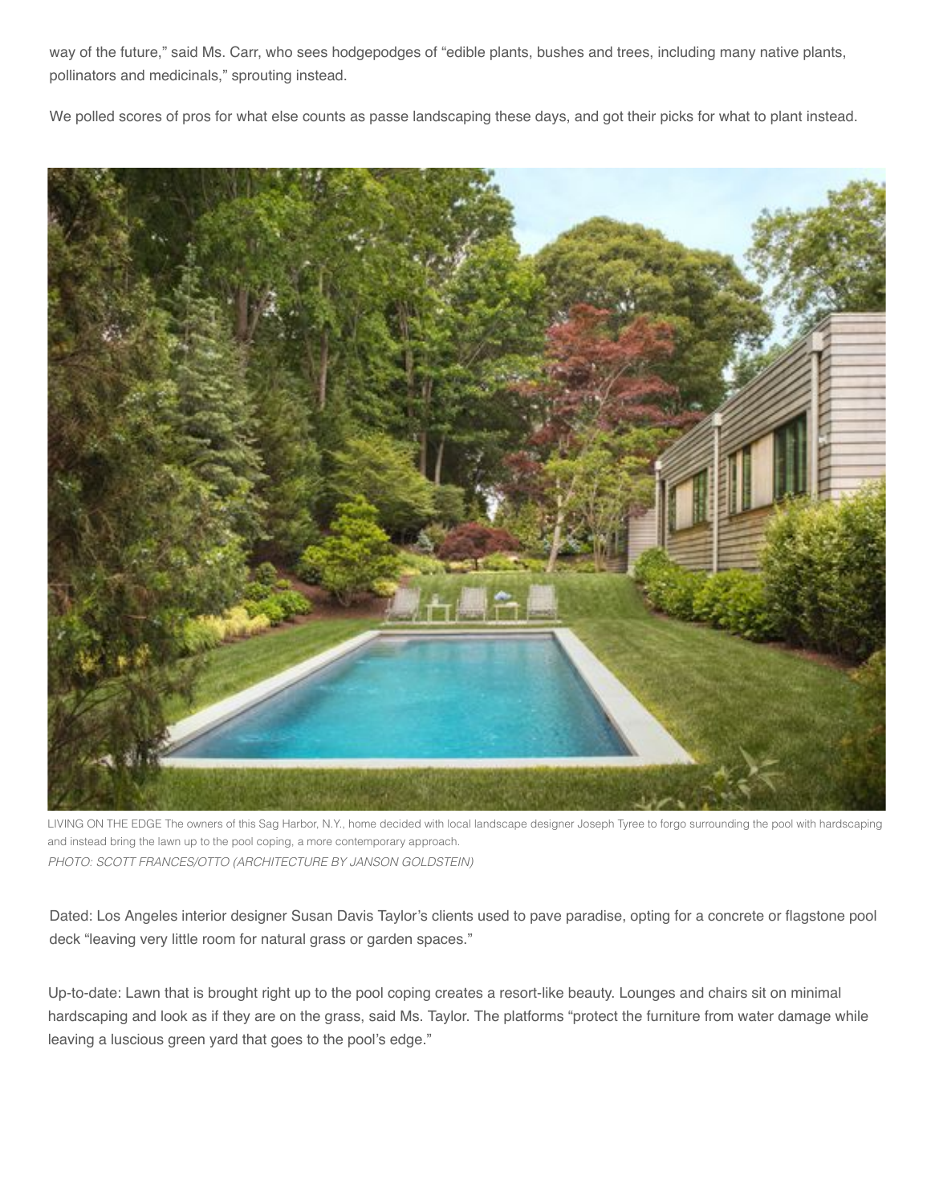way of the future," said Ms. Carr, who sees hodgepodges of "edible plants, bushes and trees, including many native plants, pollinators and medicinals," sprouting instead.

We polled scores of pros for what else counts as passe landscaping these days, and got their picks for what to plant instead.

LIVING ON THE EDGE The owners of this Sag Harbor, N.Y., home decided with local landscape designer Joseph Tyree to forgo surrounding the pool with hardscaping and instead bring the lawn up to the pool coping, a more contemporary approach.

*PHOTO: SCOTT FRANCES/OTTO (ARCHITECTURE BY JANSON GOLDSTEIN)*

Dated: Los Angeles interior designer Susan Davis Taylor's clients used to pave paradise, opting for a concrete or flagstone pool deck "leaving very little room for natural grass or garden spaces."

Up-to-date: Lawn that is brought right up to the pool coping creates a resort-like beauty. Lounges and chairs sit on minimal hardscaping and look as if they are on the grass, said Ms. Taylor. The platforms "protect the furniture from water damage while leaving a luscious green yard that goes to the pool's edge."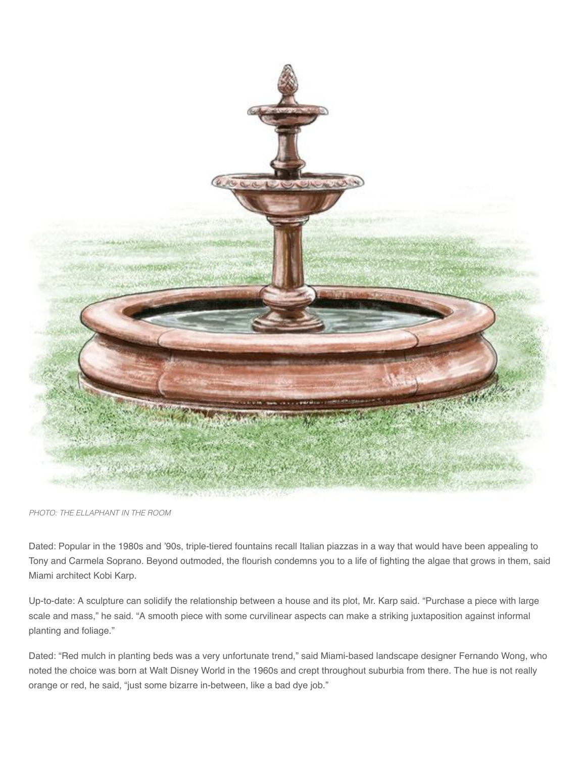*PHOTO: THE ELLAPHANT IN THE ROOM*

Dated: Popular in the 1980s and '90s, triple-tiered fountains recall Italian piazzas in a way that would have been appealing to Tony and Carmela Soprano. Beyond outmoded, the flourish condemns you to a life of fighting the algae that grows in them, said Miami architect Kobi Karp.

Up-to-date: A sculpture can solidify the relationship between a house and its plot, Mr. Karp said. "Purchase a piece with large scale and mass," he said. "A smooth piece with some curvilinear aspects can make a striking juxtaposition against informal planting and foliage."

Dated: "Red mulch in planting beds was a very unfortunate trend," said Miami-based landscape designer Fernando Wong, who noted the choice was born at Walt Disney World in the 1960s and crept throughout suburbia from there. The hue is not really orange or red, he said, "just some bizarre in-between, like a bad dye job."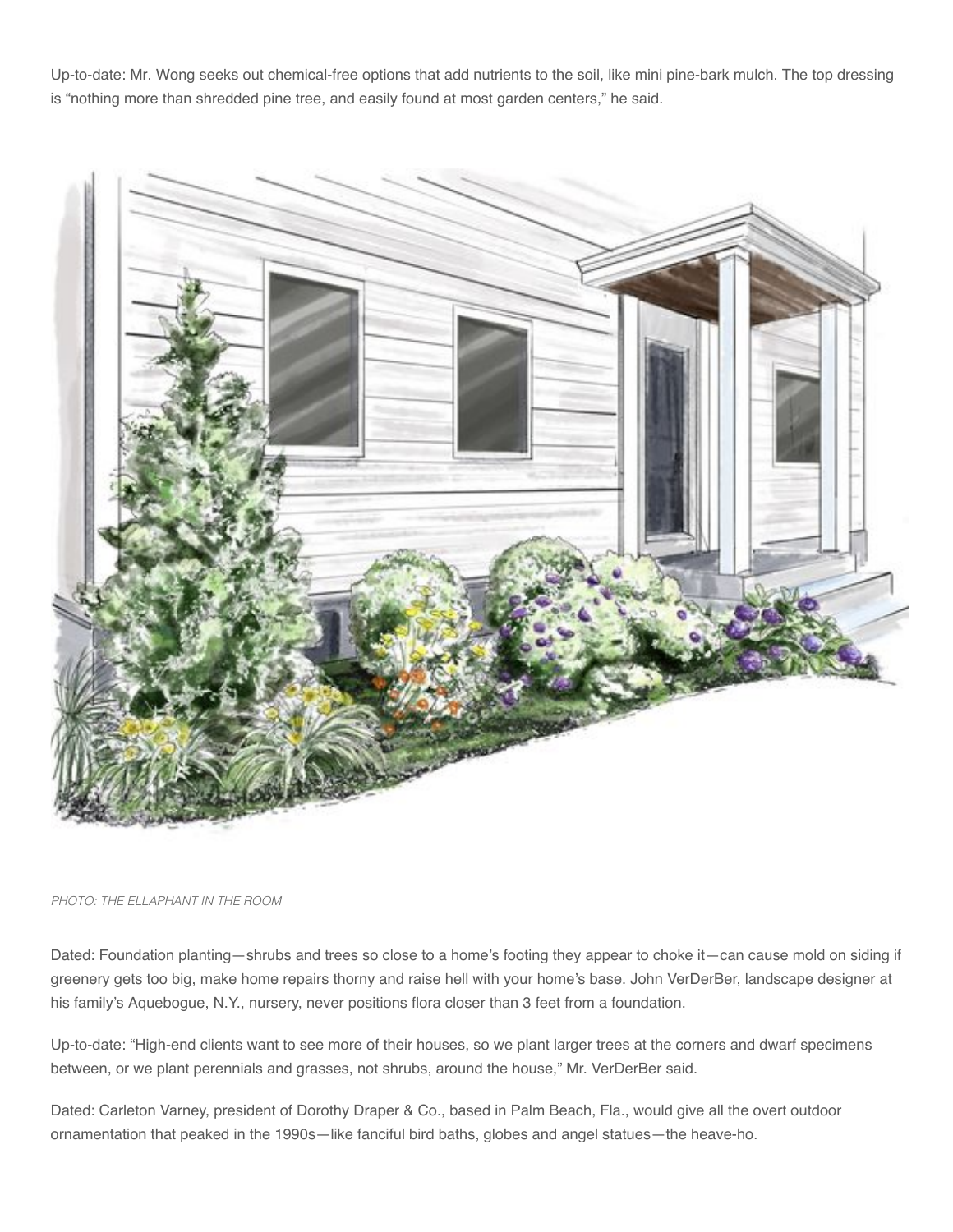Up-to-date: Mr. Wong seeks out chemical-free options that add nutrients to the soil, like mini pine-bark mulch. The top dressing is "nothing more than shredded pine tree, and easily found at most garden centers," he said.

*PHOTO: THE ELLAPHANT IN THE ROOM*

Dated: Foundation planting—shrubs and trees so close to a home's footing they appear to choke it—can cause mold on siding if greenery gets too big, make home repairs thorny and raise hell with your home's base. John VerDerBer, landscape designer at his family's Aquebogue, N.Y., nursery, never positions flora closer than 3 feet from a foundation.

Up-to-date: "High-end clients want to see more of their houses, so we plant larger trees at the corners and dwarf specimens between, or we plant perennials and grasses, not shrubs, around the house," Mr. VerDerBer said.

Dated: Carleton Varney, president of Dorothy Draper & Co., based in Palm Beach, Fla., would give all the overt outdoor ornamentation that peaked in the 1990s—like fanciful bird baths, globes and angel statues—the heave-ho.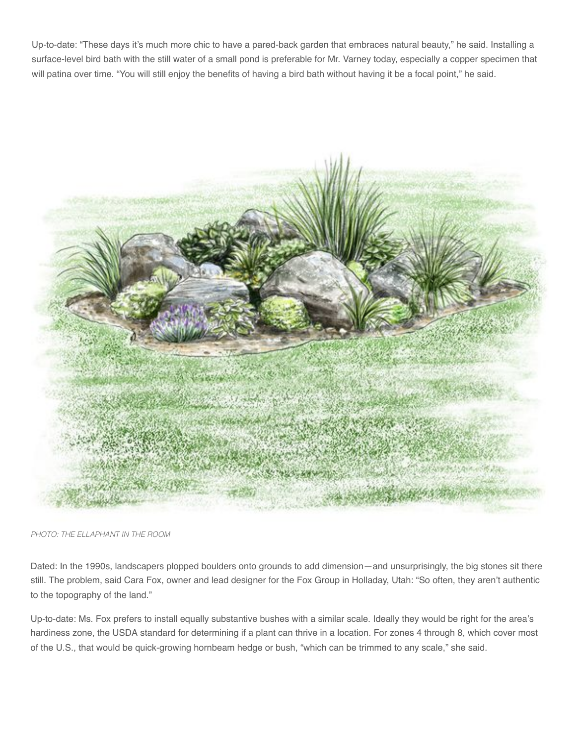Up-to-date: "These days it's much more chic to have a pared-back garden that embraces natural beauty," he said. Installing a surface-level bird bath with the still water of a small pond is preferable for Mr. Varney today, especially a copper specimen that will patina over time. "You will still enjoy the benefits of having a bird bath without having it be a focal point," he said.

*PHOTO: THE ELLAPHANT IN THE ROOM*

Dated: In the 1990s, landscapers plopped boulders onto grounds to add dimension—and unsurprisingly, the big stones sit there still. The problem, said Cara Fox, owner and lead designer for the Fox Group in Holladay, Utah: "So often, they aren't authentic to the topography of the land."

Up-to-date: Ms. Fox prefers to install equally substantive bushes with a similar scale. Ideally they would be right for the area's hardiness zone, the USDA standard for determining if a plant can thrive in a location. For zones 4 through 8, which cover most of the U.S., that would be quick-growing hornbeam hedge or bush, "which can be trimmed to any scale," she said.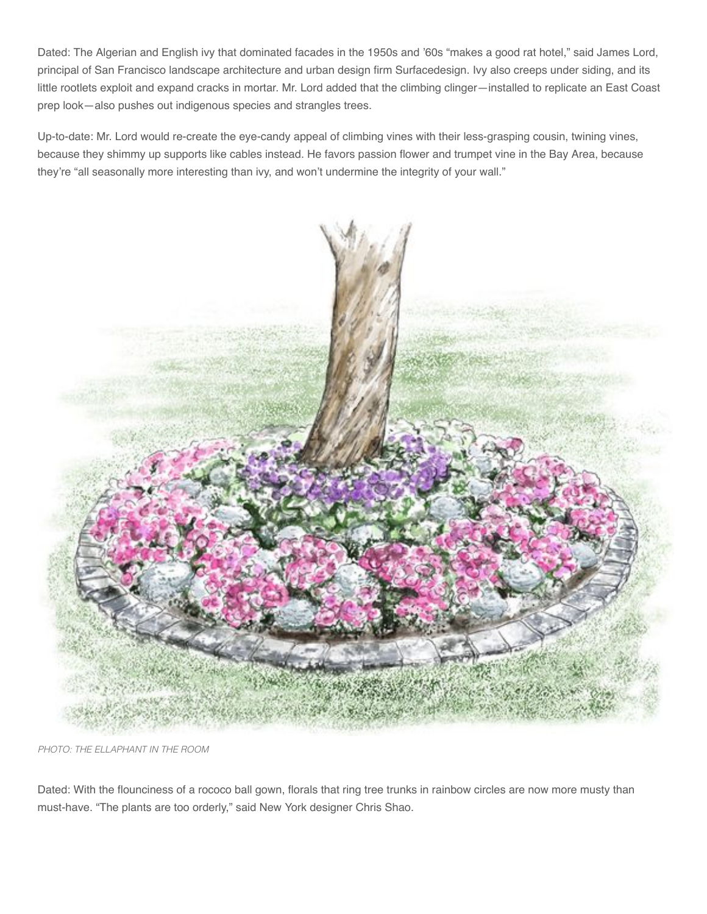Dated: The Algerian and English ivy that dominated facades in the 1950s and '60s "makes a good rat hotel," said James Lord, principal of San Francisco landscape architecture and urban design firm Surfacedesign. Ivy also creeps under siding, and its little rootlets exploit and expand cracks in mortar. Mr. Lord added that the climbing clinger—installed to replicate an East Coast prep look—also pushes out indigenous species and strangles trees.

Up-to-date: Mr. Lord would re-create the eye-candy appeal of climbing vines with their less-grasping cousin, twining vines, because they shimmy up supports like cables instead. He favors passion flower and trumpet vine in the Bay Area, because they're "all seasonally more interesting than ivy, and won't undermine the integrity of your wall."

*PHOTO: THE ELLAPHANT IN THE ROOM*

Dated: With the flounciness of a rococo ball gown, florals that ring tree trunks in rainbow circles are now more musty than must-have. "The plants are too orderly," said New York designer Chris Shao.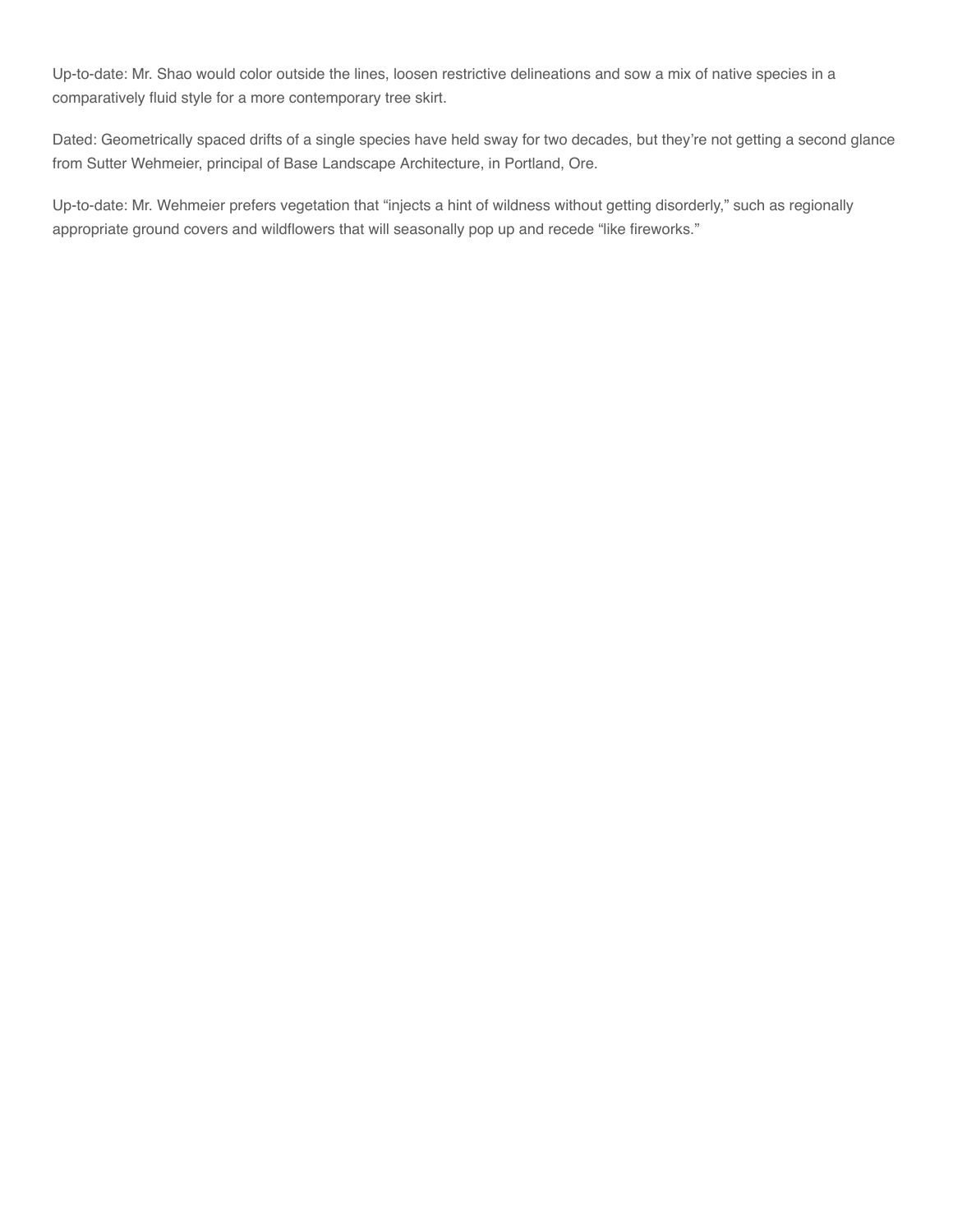Up-to-date: Mr. Shao would color outside the lines, loosen restrictive delineations and sow a mix of native species in a comparatively fluid style for a more contemporary tree skirt.

Dated: Geometrically spaced drifts of a single species have held sway for two decades, but they're not getting a second glance from Sutter Wehmeier, principal of Base Landscape Architecture, in Portland, Ore.

Up-to-date: Mr. Wehmeier prefers vegetation that "injects a hint of wildness without getting disorderly," such as regionally appropriate ground covers and wildflowers that will seasonally pop up and recede "like fireworks."